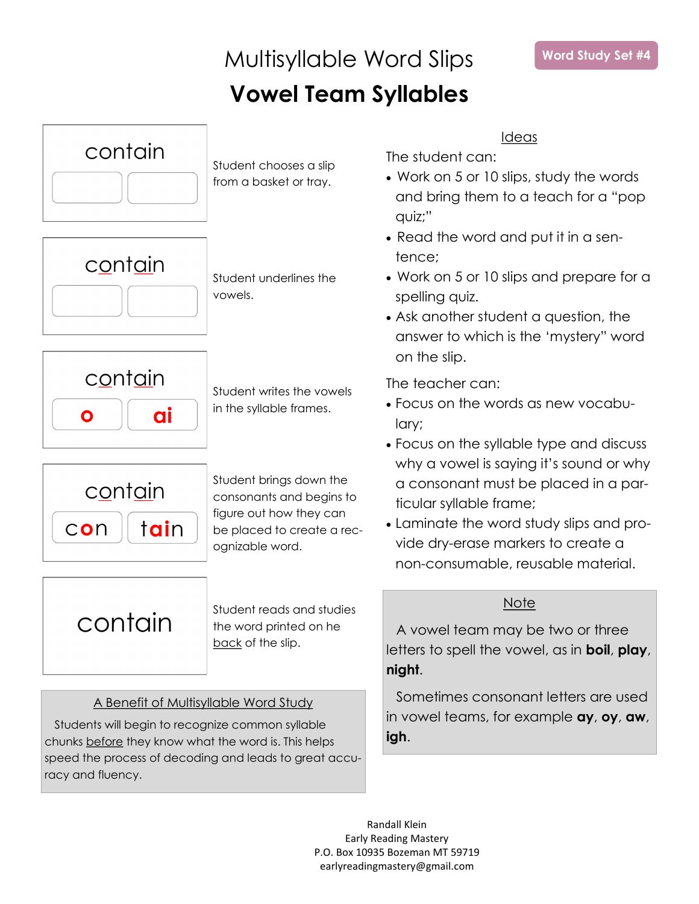# Multisyllable Word Slips

**Word Study Set #4**

## Vowel Team Syllables

contain

Student chooses a slip from a basket or tray.

contain

Student underlines the vowels.

contain

o | ai

Student writes the vowels in the syllable frames.

contain

con | tain

Student brings down the consonants and begins to figure out how they can be placed to create a recognizable word.

contain

Student reads and studies the word printed on he back of the slip.

### A Benefit of Multisyllable Word Study

Students will begin to recognize common syllable chunks before they know what the word is. This helps speed the process of decoding and leads to great accuracy and fluency.

### Ideas

The student can:

- Work on 5 or 10 slips, study the words and bring them to a teach for a "pop quiz;"
- Read the word and put it in a sentence;
- Work on 5 or 10 slips and prepare for a spelling quiz.
- Ask another student a question, the answer to which is the 'mystery" word on the slip.

The teacher can:

- Focus on the words as new vocabulary;
- Focus on the syllable type and discuss why a vowel is saying it's sound or why a consonant must be placed in a particular syllable frame;
- Laminate the word study slips and provide dry-erase markers to create a non-consumable, reusable material.

### Note

A vowel team may be two or three letters to spell the vowel, as in **boil**, **play**, **night**.

Sometimes consonant letters are used in vowel teams, for example **ay**, **oy**, **aw**, **igh**.

Randall Klein
Early Reading Mastery
P.O. Box 10935 Bozeman MT 59719
earlyreadingmastery@gmail.com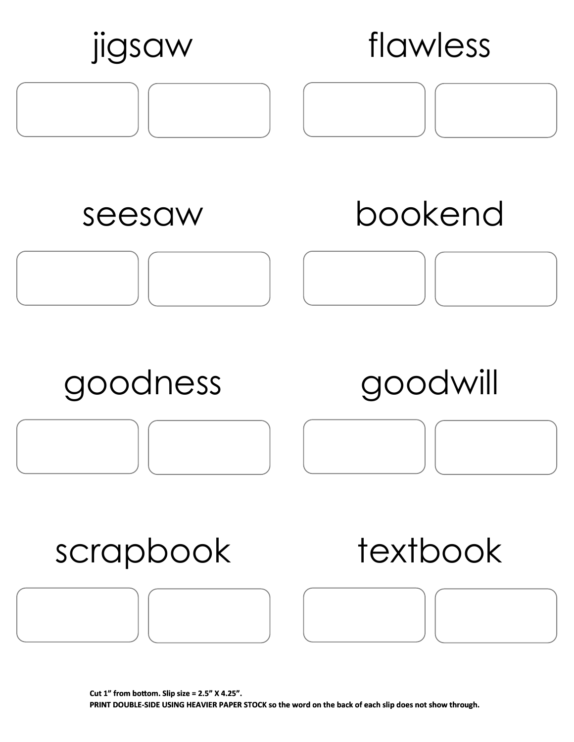jigsaw

flawless

seesaw

bookend

goodness

goodwill

scrapbook

textbook

**Cut 1" from bottom. Slip size = 2.5" X 4.25".**
**PRINT DOUBLE-SIDE USING HEAVIER PAPER STOCK so the word on the back of each slip does not show through.**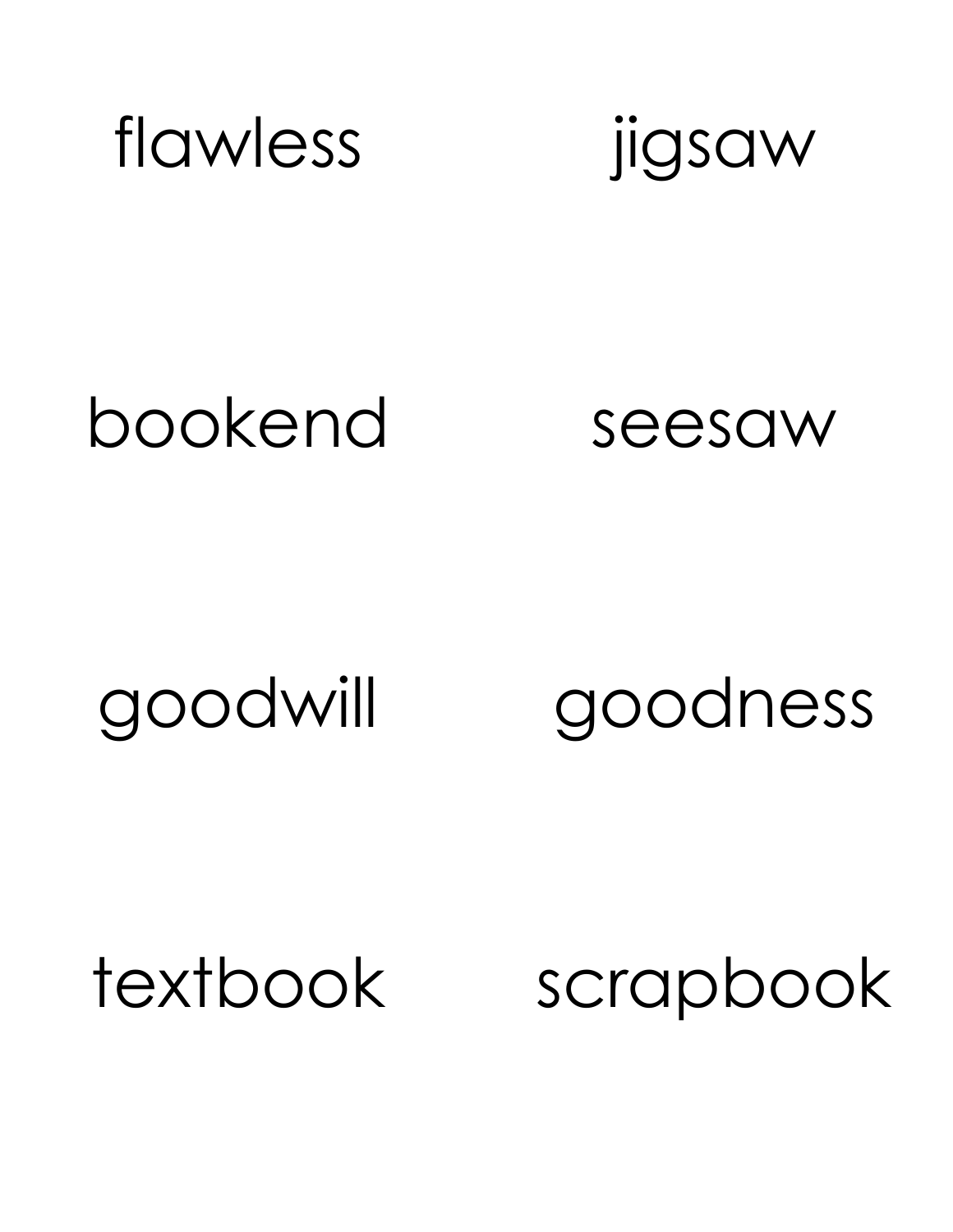flawless

jigsaw

bookend

seesaw

goodwill

goodness

textbook

scrapbook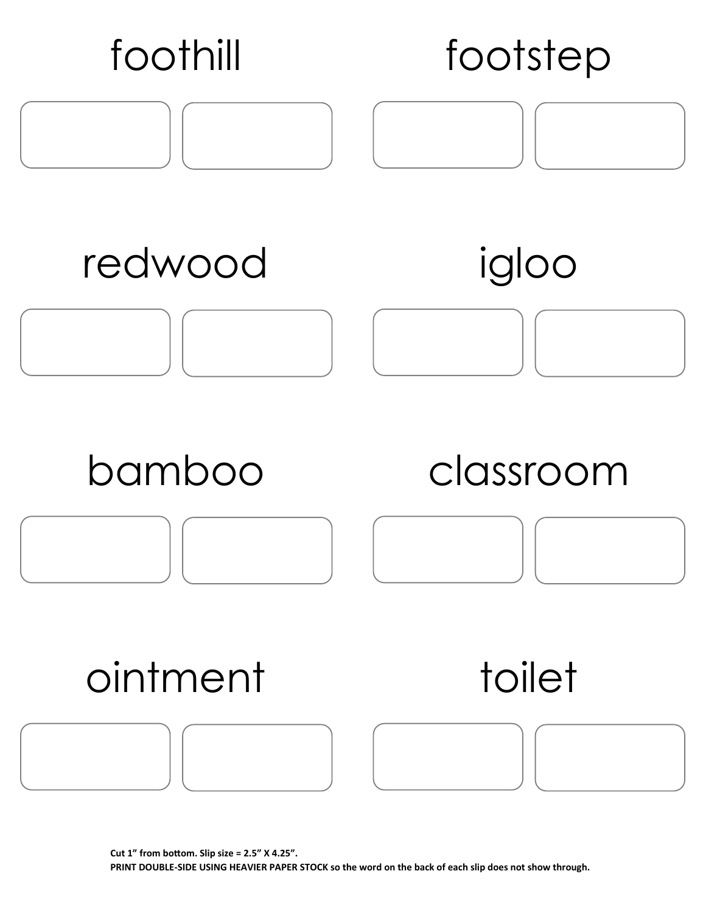foothill

footstep

redwood

igloo

bamboo

classroom

ointment

toilet

**Cut 1" from bottom. Slip size = 2.5" X 4.25".**
**PRINT DOUBLE-SIDE USING HEAVIER PAPER STOCK so the word on the back of each slip does not show through.**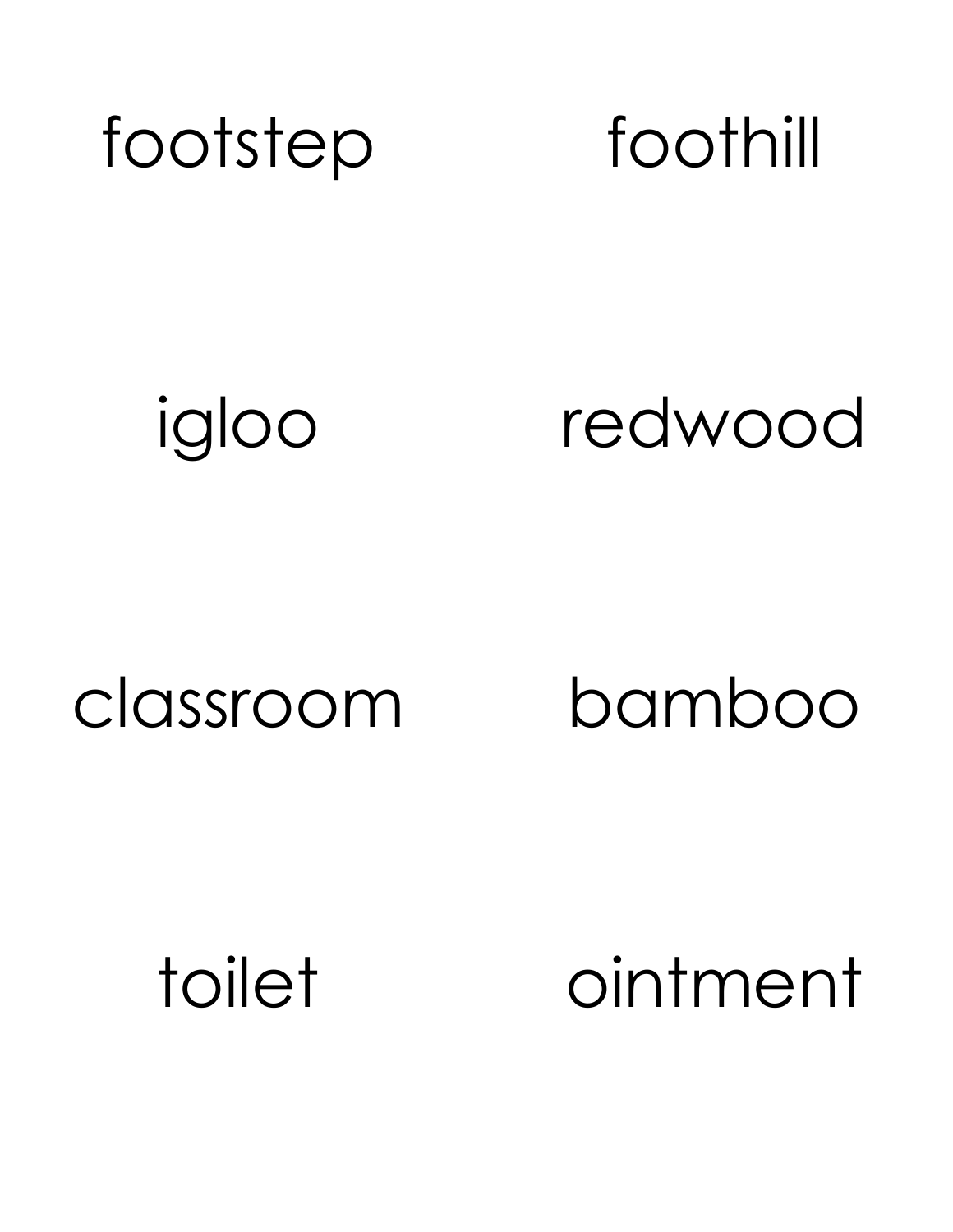footstep foothill

igloo redwood

classroom bamboo

toilet ointment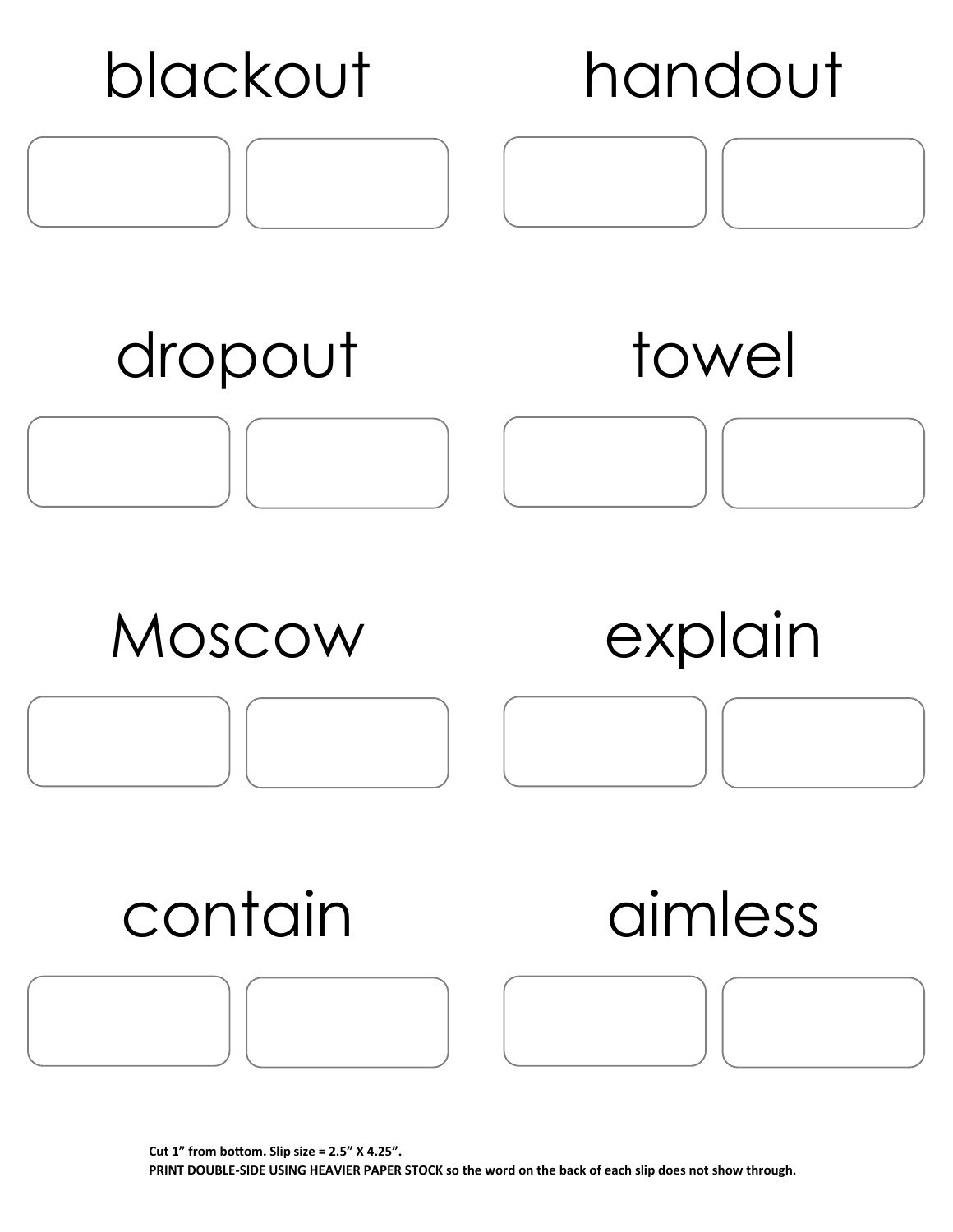blackout

handout

dropout

towel

Moscow

explain

contain

aimless

**Cut 1” from bottom. Slip size = 2.5” X 4.25”.**
**PRINT DOUBLE-SIDE USING HEAVIER PAPER STOCK so the word on the back of each slip does not show through.**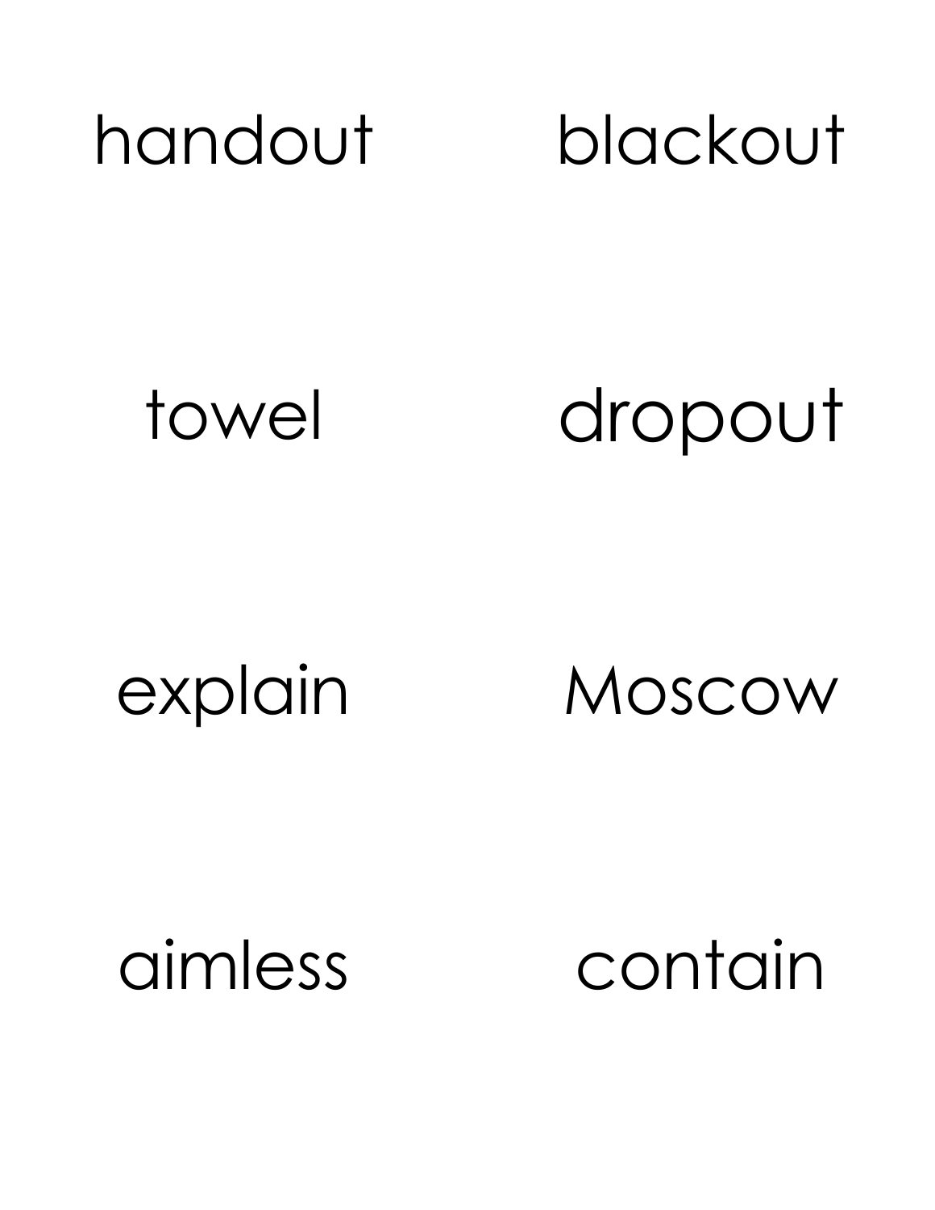handout

blackout

towel

dropout

explain

Moscow

aimless

contain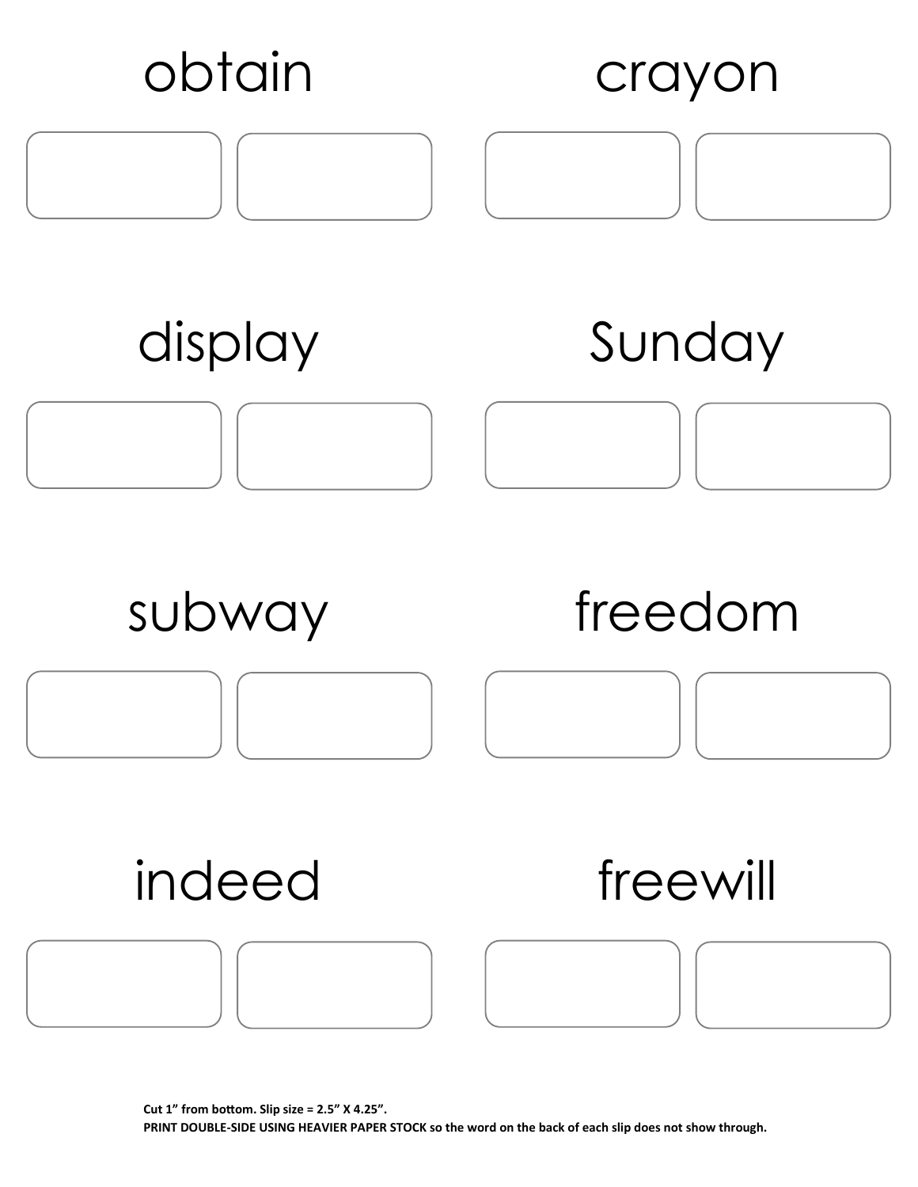obtain

crayon

display

Sunday

subway

freedom

indeed

freewill

**Cut 1" from bottom. Slip size = 2.5" X 4.25".**
**PRINT DOUBLE-SIDE USING HEAVIER PAPER STOCK so the word on the back of each slip does not show through.**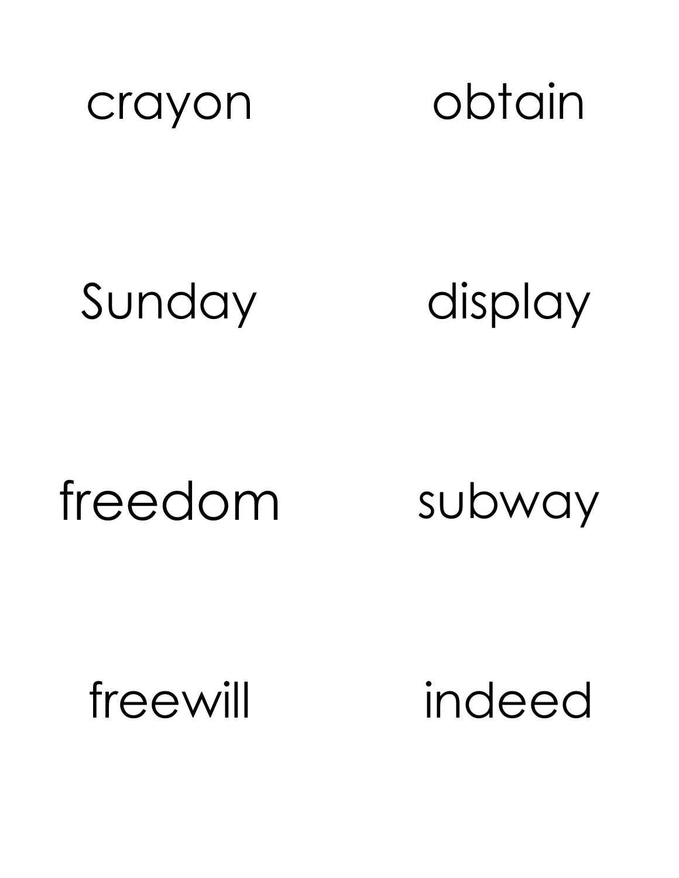crayon

obtain

Sunday

display

freedom

subway

freewill

indeed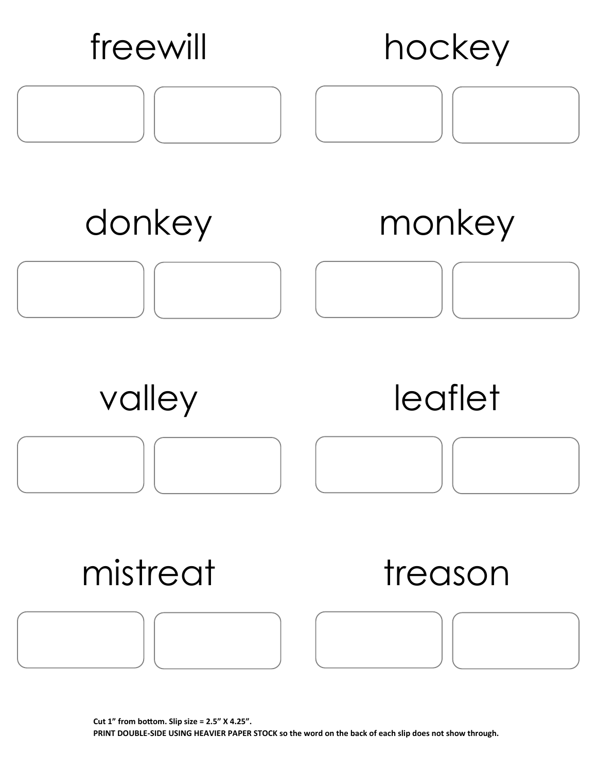freewill

hockey

donkey

monkey

valley

leaflet

mistreat

treason

**Cut 1” from bottom. Slip size = 2.5” X 4.25”.**
**PRINT DOUBLE-SIDE USING HEAVIER PAPER STOCK so the word on the back of each slip does not show through.**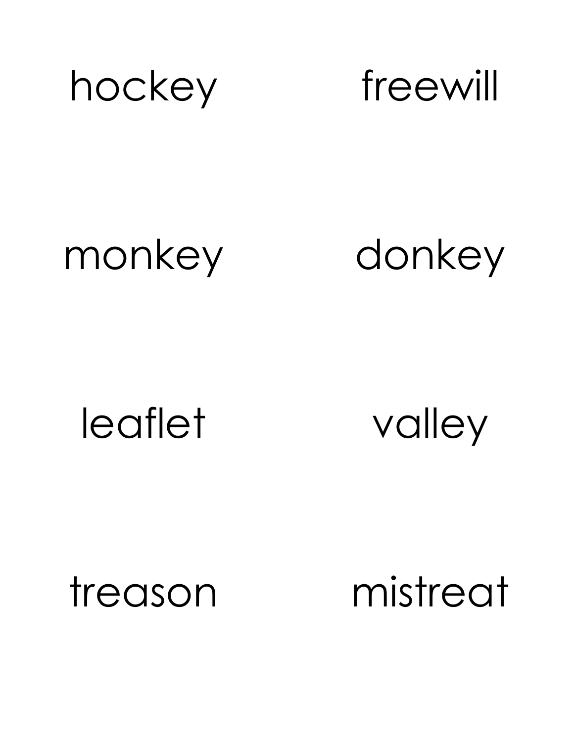hockey

freewill

monkey

donkey

leaflet

valley

treason

mistreat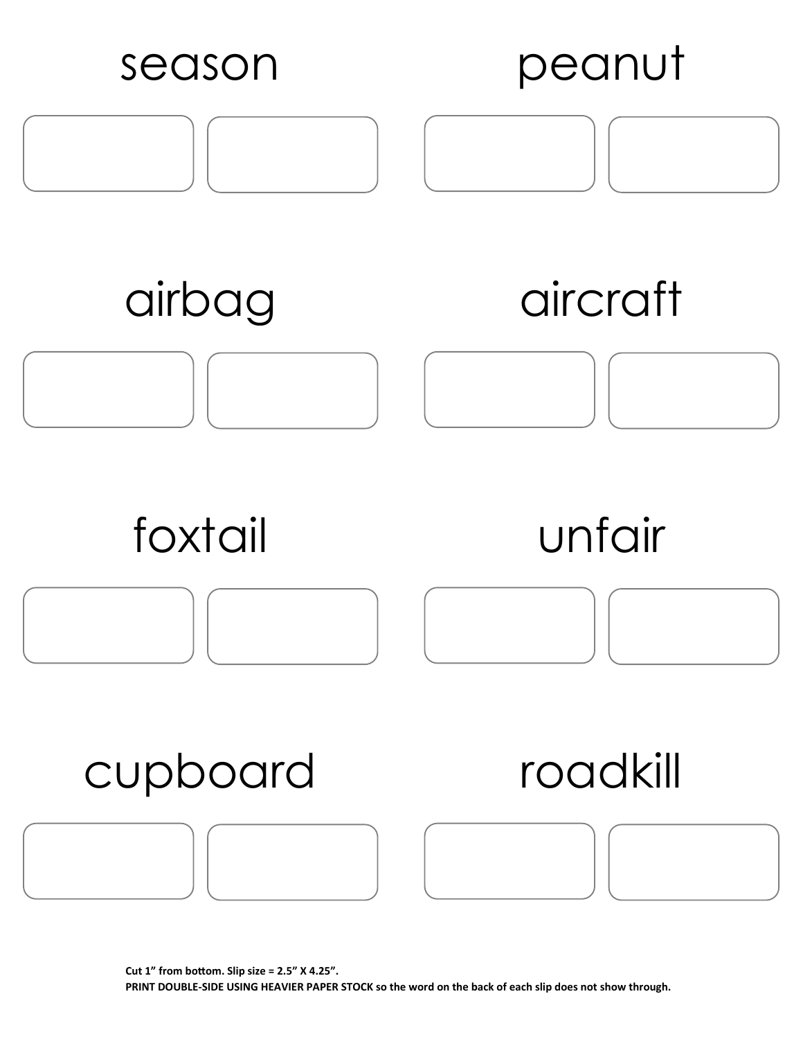season

peanut

airbag

aircraft

foxtail

unfair

cupboard

roadkill

**Cut 1" from bottom. Slip size = 2.5" X 4.25".**

**PRINT DOUBLE-SIDE USING HEAVIER PAPER STOCK so the word on the back of each slip does not show through.**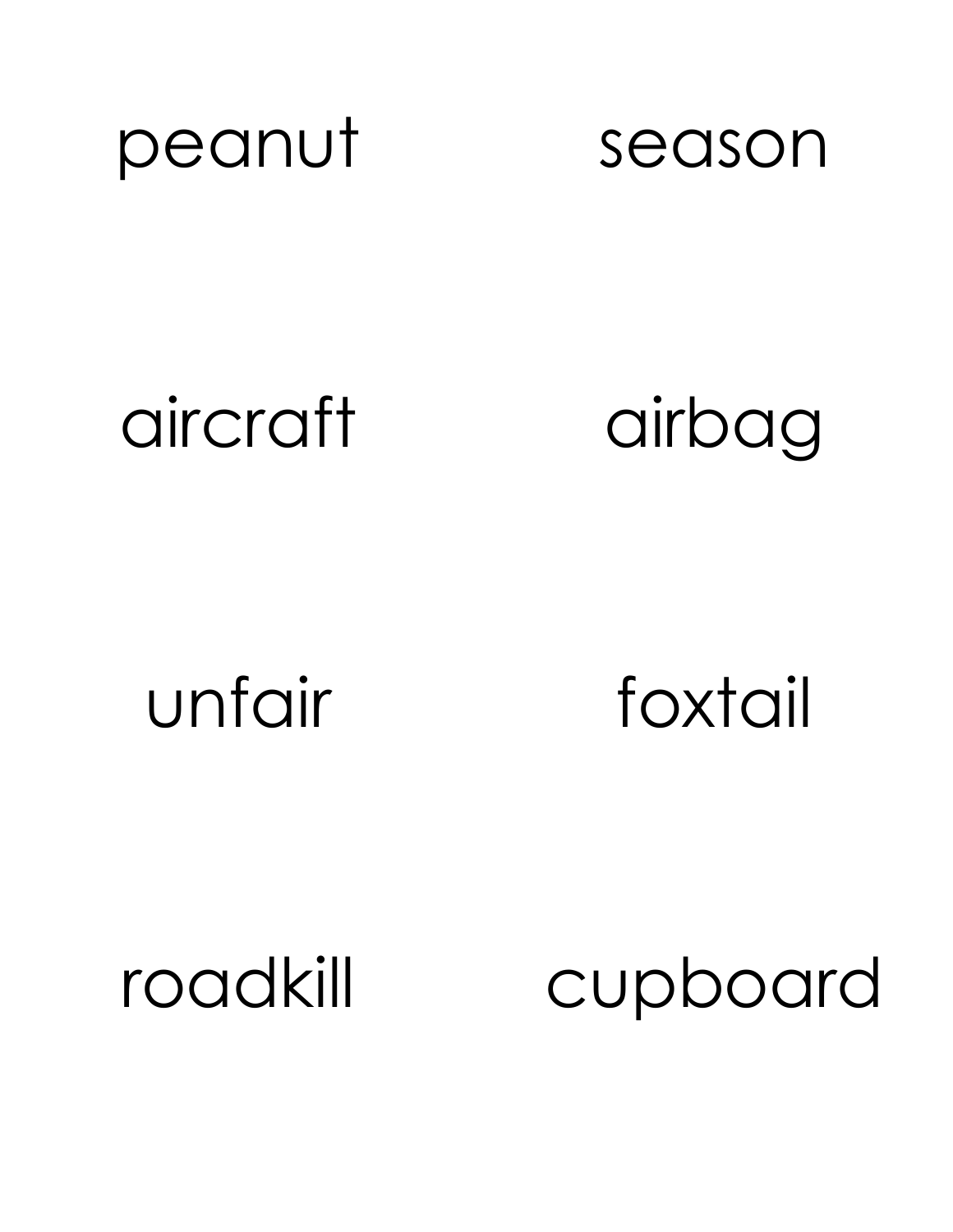peanut

season

aircraft

airbag

unfair

foxtail

roadkill

cupboard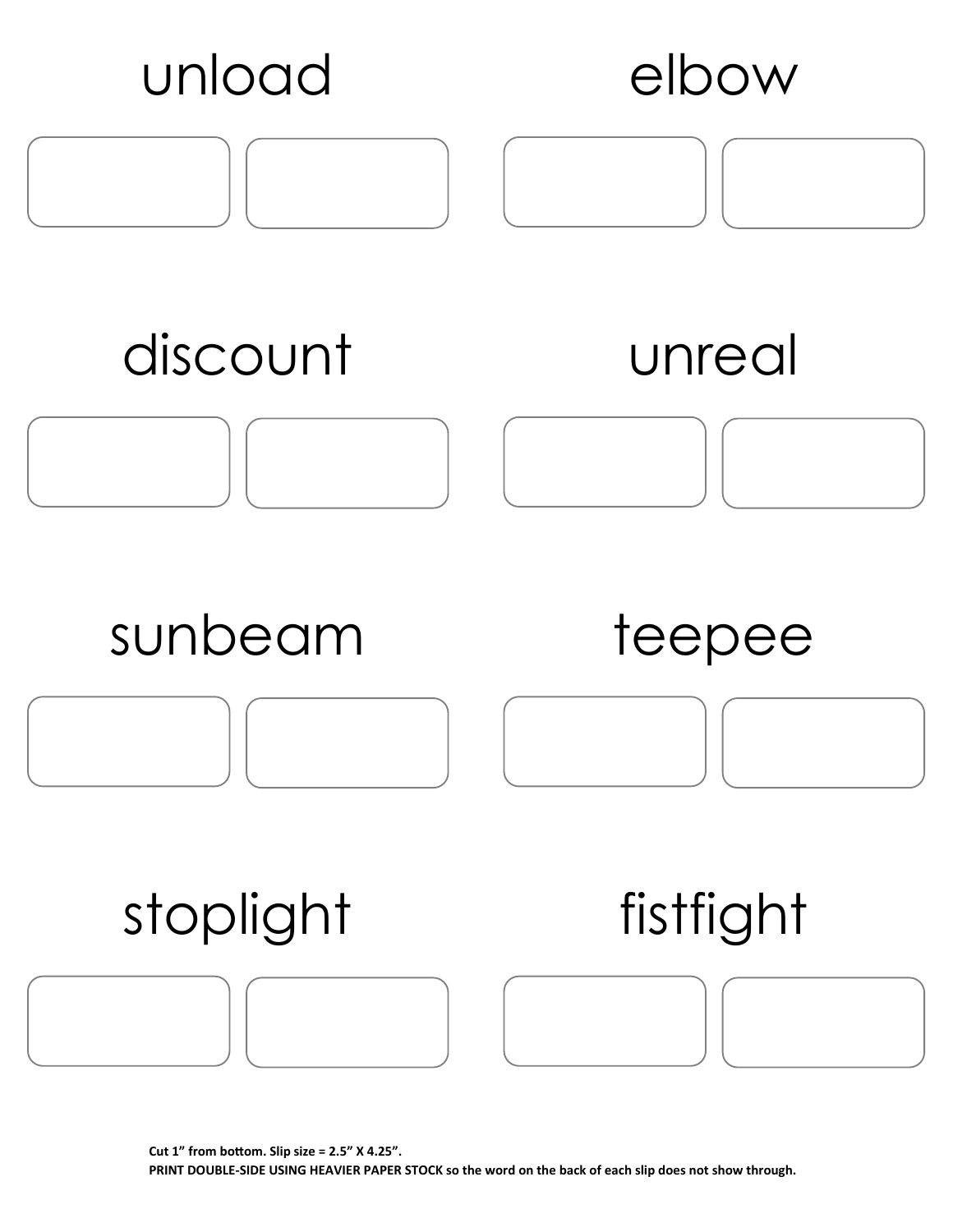unload

elbow

discount

unreal

sunbeam

teepee

stoplight

fistfight

**Cut 1" from bottom. Slip size = 2.5" X 4.25".**
**PRINT DOUBLE-SIDE USING HEAVIER PAPER STOCK so the word on the back of each slip does not show through.**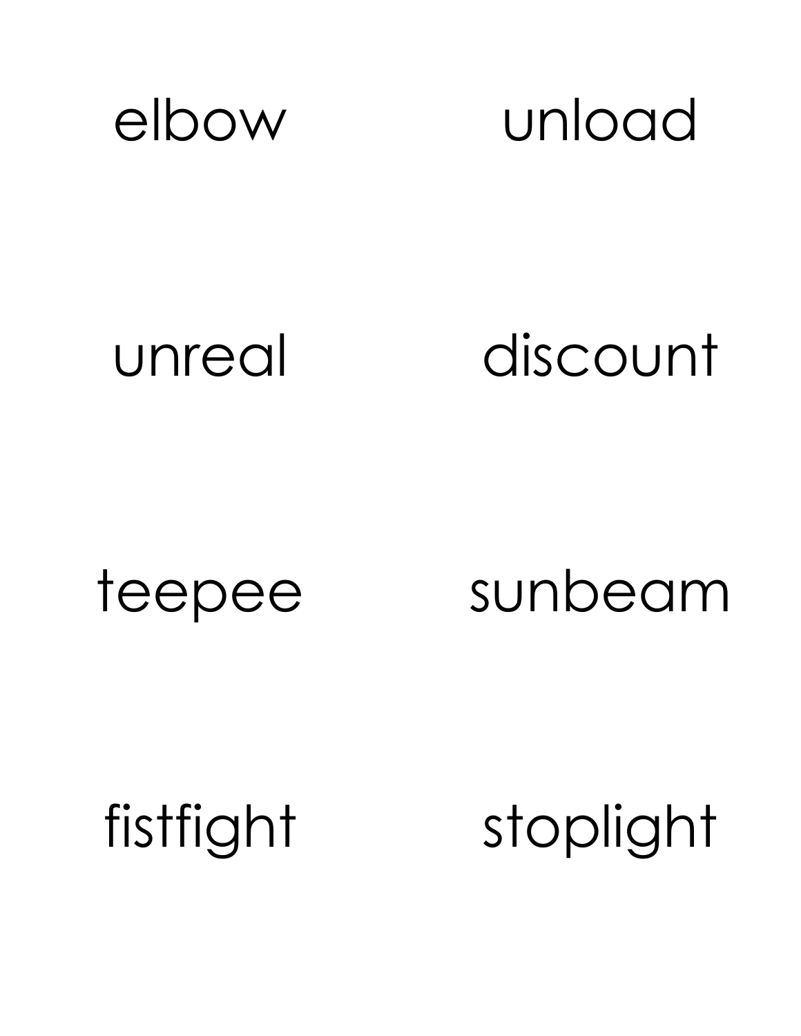elbow

unload

unreal

discount

teepee

sunbeam

fistfight

stoplight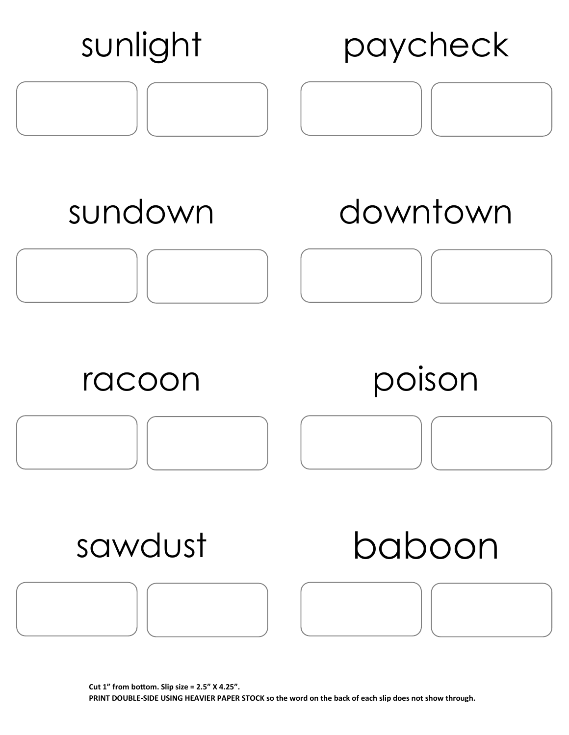sunlight

paycheck

sundown

downtown

racoon

poison

sawdust

baboon

**Cut 1" from bottom. Slip size = 2.5" X 4.25".**
**PRINT DOUBLE-SIDE USING HEAVIER PAPER STOCK so the word on the back of each slip does not show through.**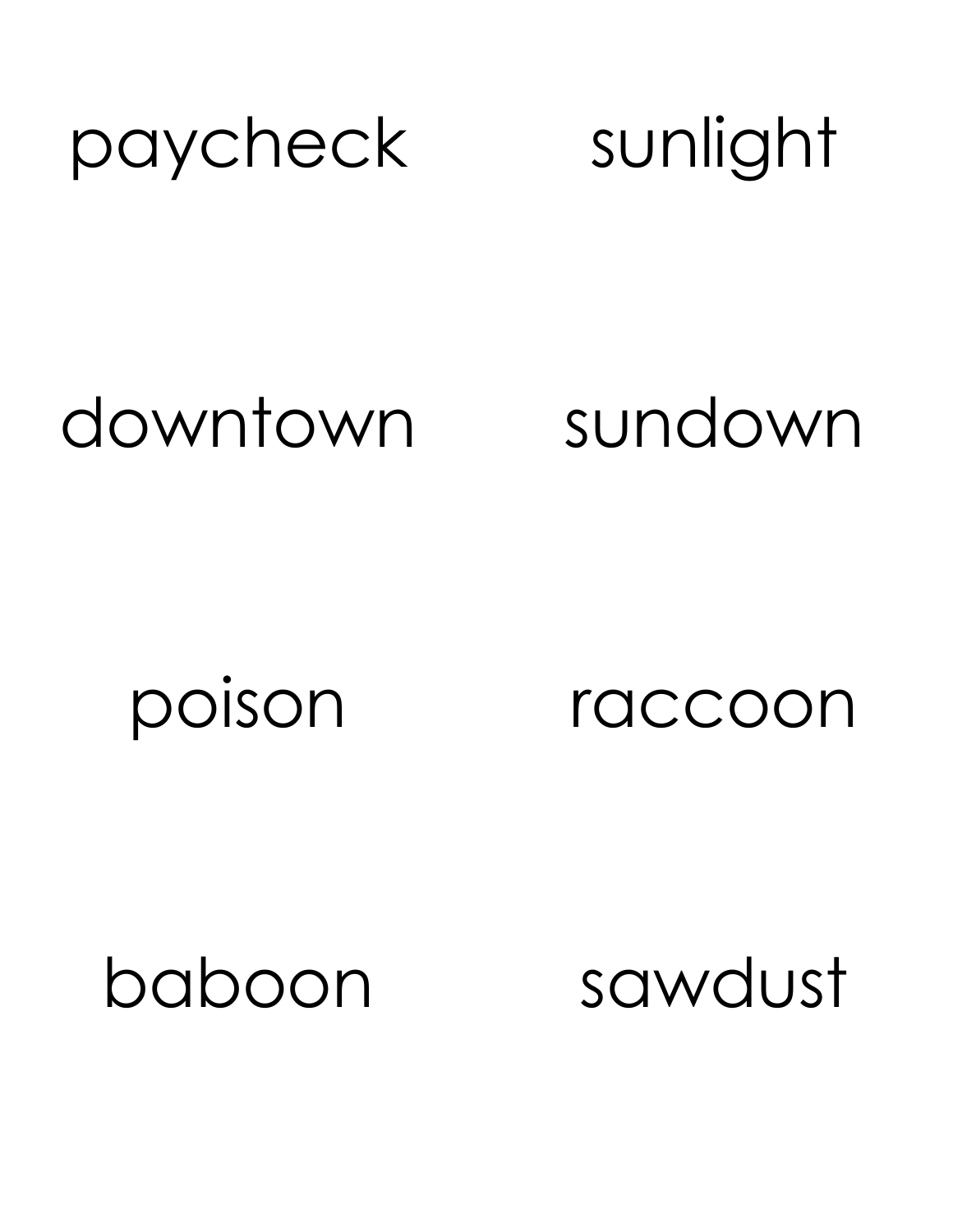paycheck

sunlight

downtown

sundown

poison

raccoon

baboon

sawdust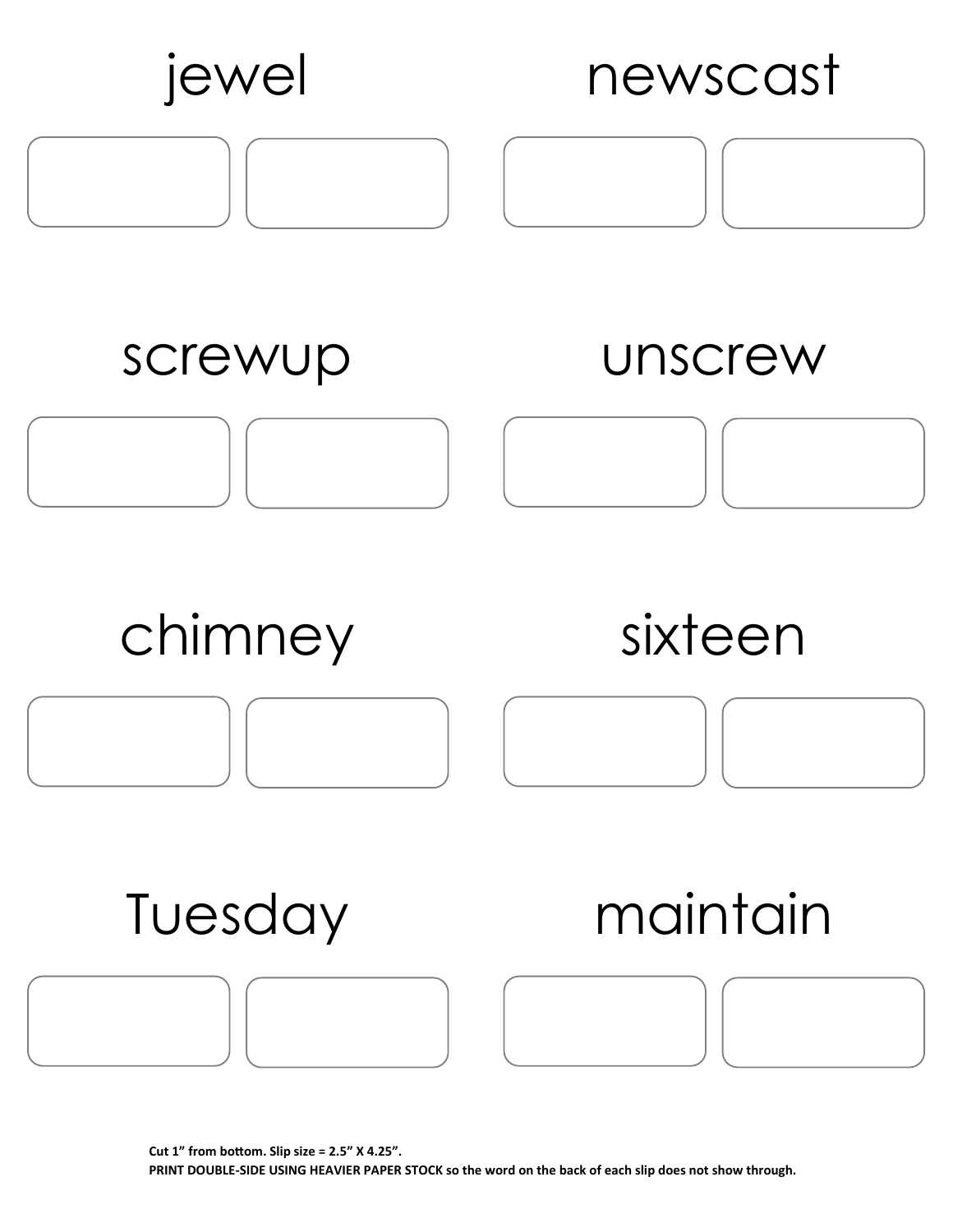jewel

newscast

screwup

unscrew

chimney

sixteen

Tuesday

maintain

**Cut 1" from bottom. Slip size = 2.5" X 4.25".**
**PRINT DOUBLE-SIDE USING HEAVIER PAPER STOCK so the word on the back of each slip does not show through.**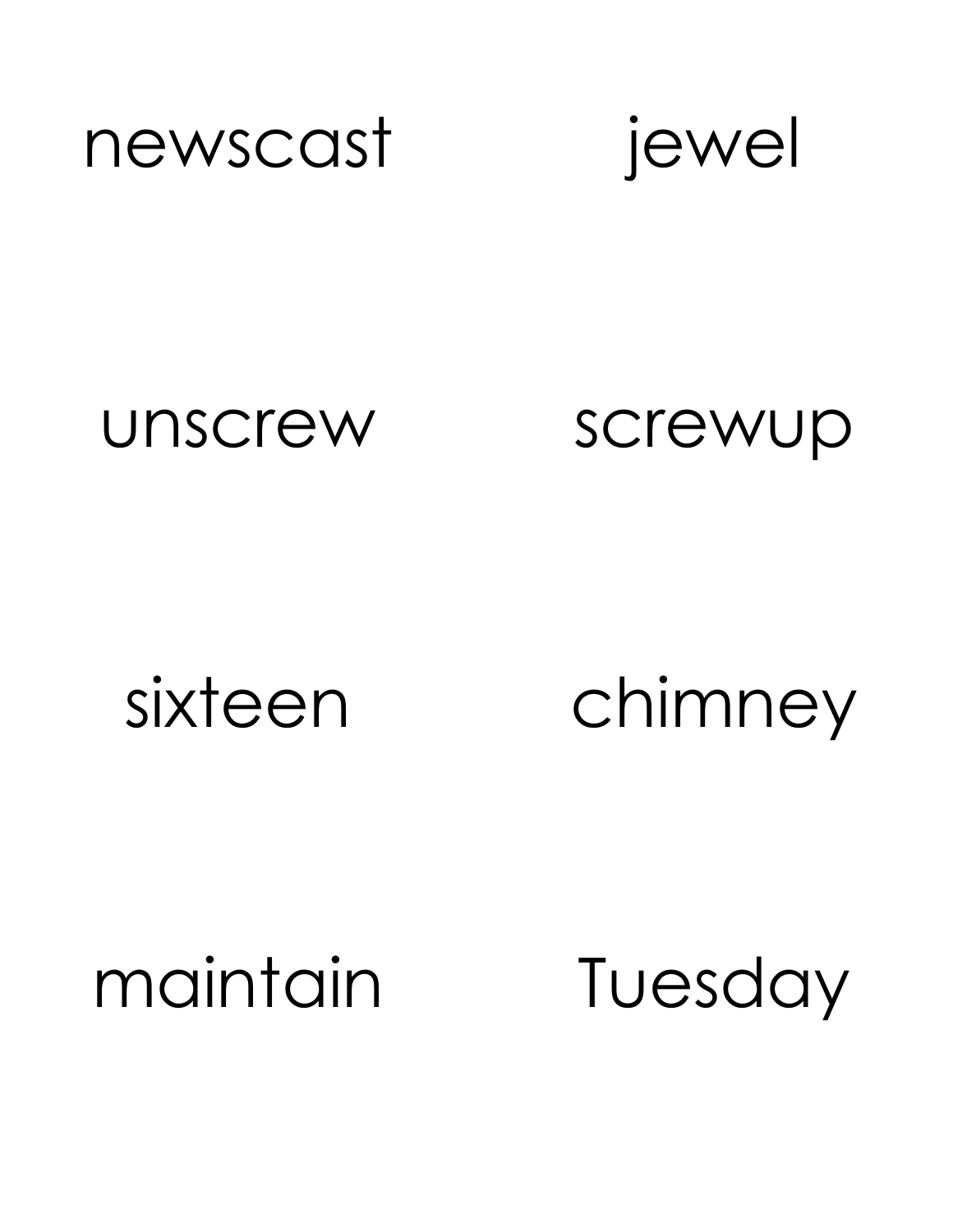newscast

jewel

unscrew

screwup

sixteen

chimney

maintain

Tuesday